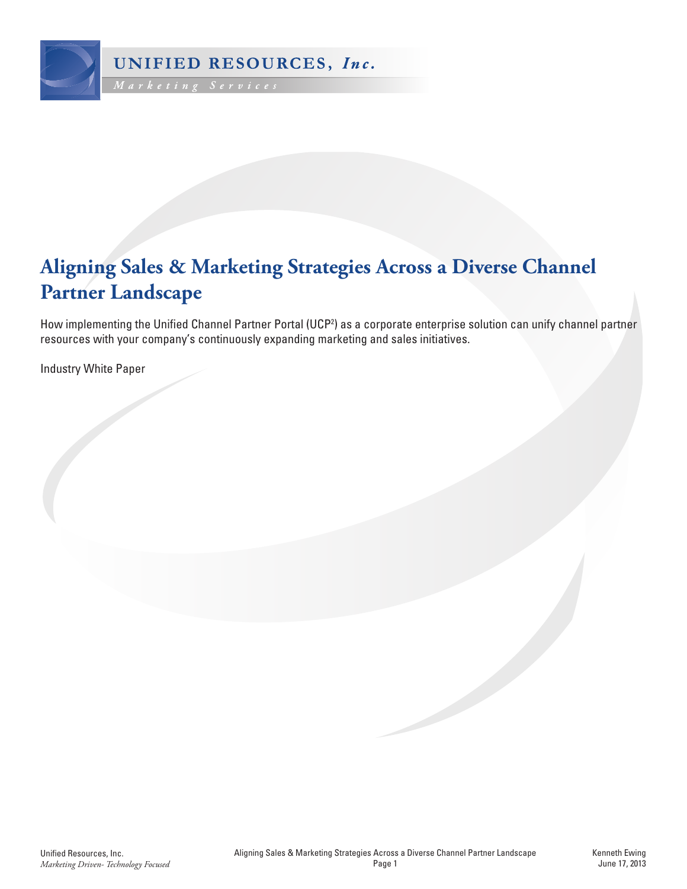UNIFIED RESOURCES, *Inc.*

*Marketing Services*

# Aligning Sales & Marketing Strategies Across a Diverse Channel Partner Landscape

How implementing the Unified Channel Partner Portal (UCP$^2$) as a corporate enterprise solution can unify channel partner resources with your company's continuously expanding marketing and sales initiatives.

Industry White Paper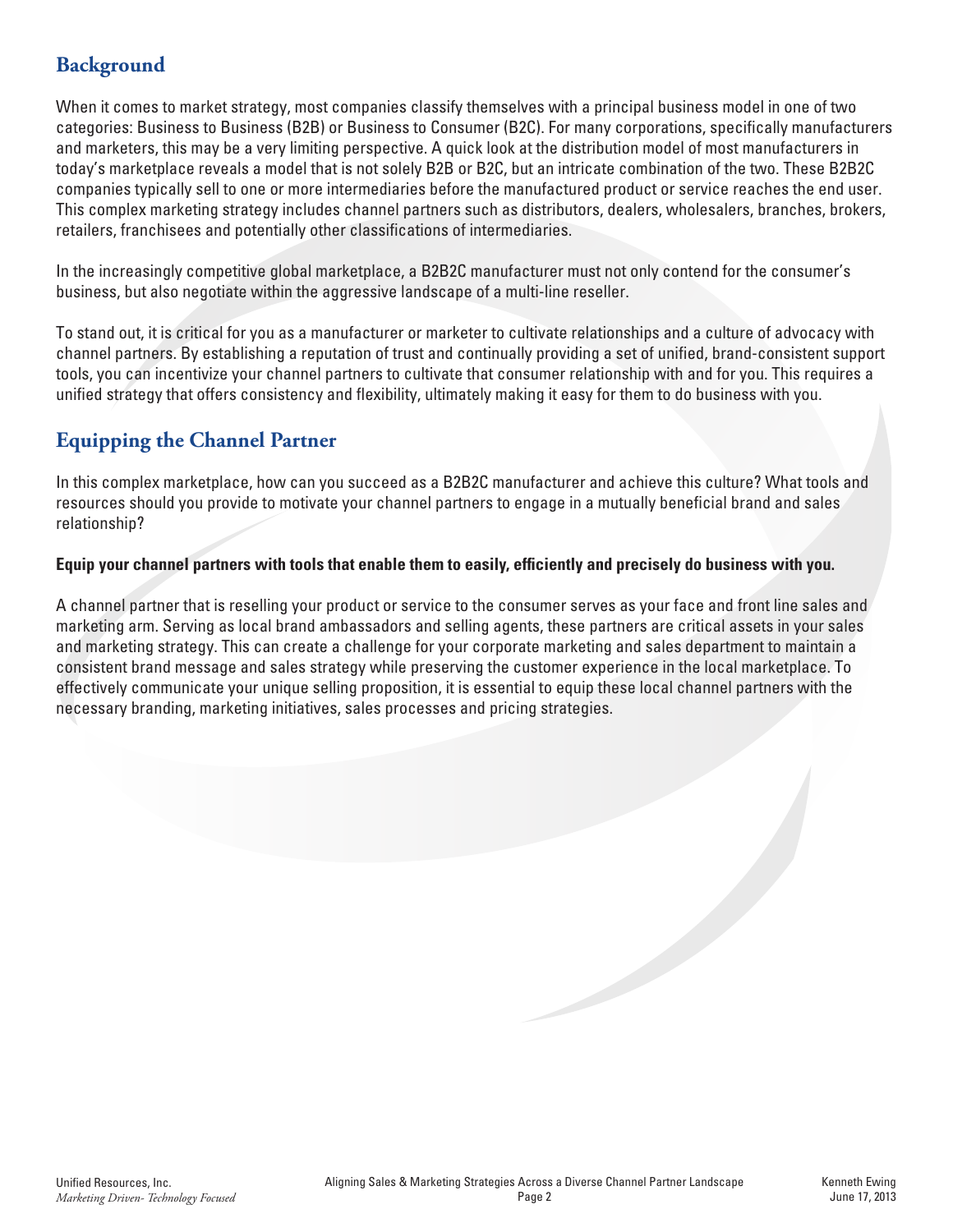## Background

When it comes to market strategy, most companies classify themselves with a principal business model in one of two categories: Business to Business (B2B) or Business to Consumer (B2C). For many corporations, specifically manufacturers and marketers, this may be a very limiting perspective. A quick look at the distribution model of most manufacturers in today's marketplace reveals a model that is not solely B2B or B2C, but an intricate combination of the two. These B2B2C companies typically sell to one or more intermediaries before the manufactured product or service reaches the end user. This complex marketing strategy includes channel partners such as distributors, dealers, wholesalers, branches, brokers, retailers, franchisees and potentially other classifications of intermediaries.

In the increasingly competitive global marketplace, a B2B2C manufacturer must not only contend for the consumer's business, but also negotiate within the aggressive landscape of a multi-line reseller.

To stand out, it is critical for you as a manufacturer or marketer to cultivate relationships and a culture of advocacy with channel partners. By establishing a reputation of trust and continually providing a set of unified, brand-consistent support tools, you can incentivize your channel partners to cultivate that consumer relationship with and for you. This requires a unified strategy that offers consistency and flexibility, ultimately making it easy for them to do business with you.

## Equipping the Channel Partner

In this complex marketplace, how can you succeed as a B2B2C manufacturer and achieve this culture? What tools and resources should you provide to motivate your channel partners to engage in a mutually beneficial brand and sales relationship?

**Equip your channel partners with tools that enable them to easily, efficiently and precisely do business with you.**

A channel partner that is reselling your product or service to the consumer serves as your face and front line sales and marketing arm. Serving as local brand ambassadors and selling agents, these partners are critical assets in your sales and marketing strategy. This can create a challenge for your corporate marketing and sales department to maintain a consistent brand message and sales strategy while preserving the customer experience in the local marketplace. To effectively communicate your unique selling proposition, it is essential to equip these local channel partners with the necessary branding, marketing initiatives, sales processes and pricing strategies.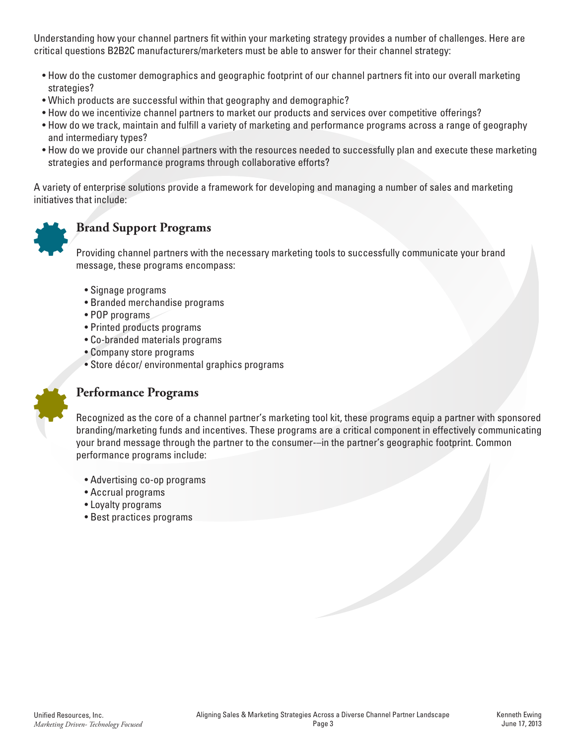Understanding how your channel partners fit within your marketing strategy provides a number of challenges. Here are critical questions B2B2C manufacturers/marketers must be able to answer for their channel strategy:

- How do the customer demographics and geographic footprint of our channel partners fit into our overall marketing strategies?
- Which products are successful within that geography and demographic?
- How do we incentivize channel partners to market our products and services over competitive offerings?
- How do we track, maintain and fulfill a variety of marketing and performance programs across a range of geography and intermediary types?
- How do we provide our channel partners with the resources needed to successfully plan and execute these marketing strategies and performance programs through collaborative efforts?

A variety of enterprise solutions provide a framework for developing and managing a number of sales and marketing initiatives that include:

## Brand Support Programs

Providing channel partners with the necessary marketing tools to successfully communicate your brand message, these programs encompass:

- Signage programs
- Branded merchandise programs
- POP programs
- Printed products programs
- Co-branded materials programs
- Company store programs
- Store décor/ environmental graphics programs

## Performance Programs

Recognized as the core of a channel partner's marketing tool kit, these programs equip a partner with sponsored branding/marketing funds and incentives. These programs are a critical component in effectively communicating your brand message through the partner to the consumer-–in the partner's geographic footprint. Common performance programs include:

- Advertising co-op programs
- Accrual programs
- Loyalty programs
- Best practices programs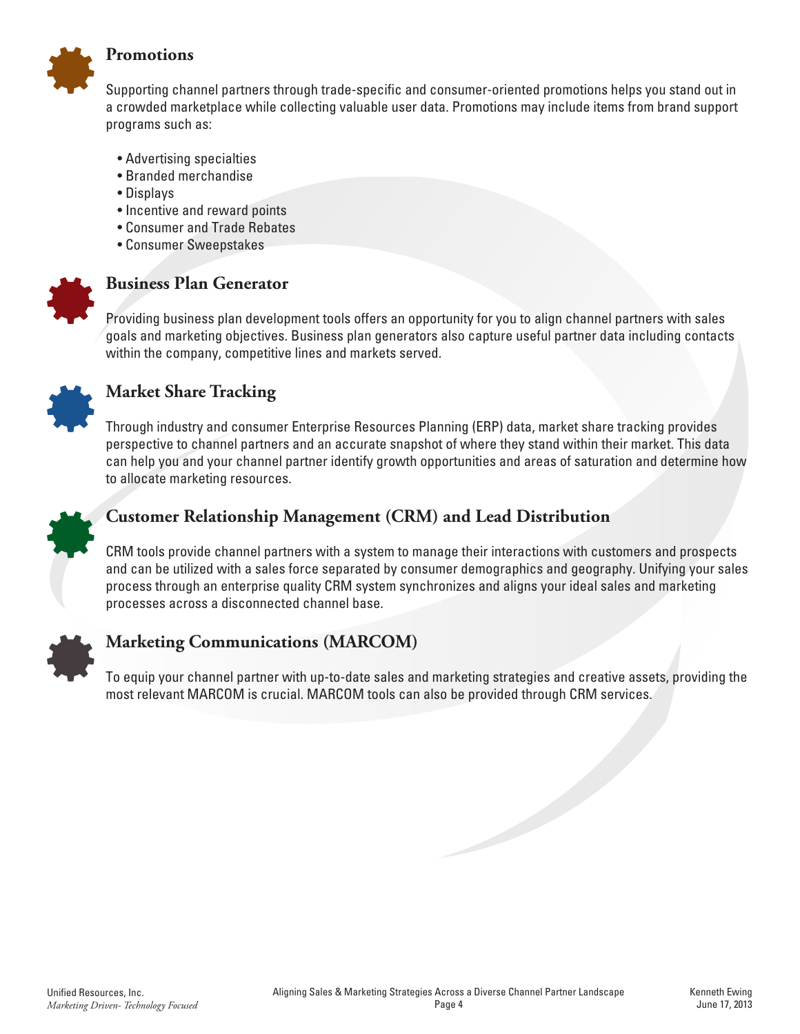### Promotions

Supporting channel partners through trade-specific and consumer-oriented promotions helps you stand out in a crowded marketplace while collecting valuable user data. Promotions may include items from brand support programs such as:

- Advertising specialties
- Branded merchandise
- Displays
- Incentive and reward points
- Consumer and Trade Rebates
- Consumer Sweepstakes

### Business Plan Generator

Providing business plan development tools offers an opportunity for you to align channel partners with sales goals and marketing objectives. Business plan generators also capture useful partner data including contacts within the company, competitive lines and markets served.

### Market Share Tracking

Through industry and consumer Enterprise Resources Planning (ERP) data, market share tracking provides perspective to channel partners and an accurate snapshot of where they stand within their market. This data can help you and your channel partner identify growth opportunities and areas of saturation and determine how to allocate marketing resources.

### Customer Relationship Management (CRM) and Lead Distribution

CRM tools provide channel partners with a system to manage their interactions with customers and prospects and can be utilized with a sales force separated by consumer demographics and geography. Unifying your sales process through an enterprise quality CRM system synchronizes and aligns your ideal sales and marketing processes across a disconnected channel base.

### Marketing Communications (MARCOM)

To equip your channel partner with up-to-date sales and marketing strategies and creative assets, providing the most relevant MARCOM is crucial. MARCOM tools can also be provided through CRM services.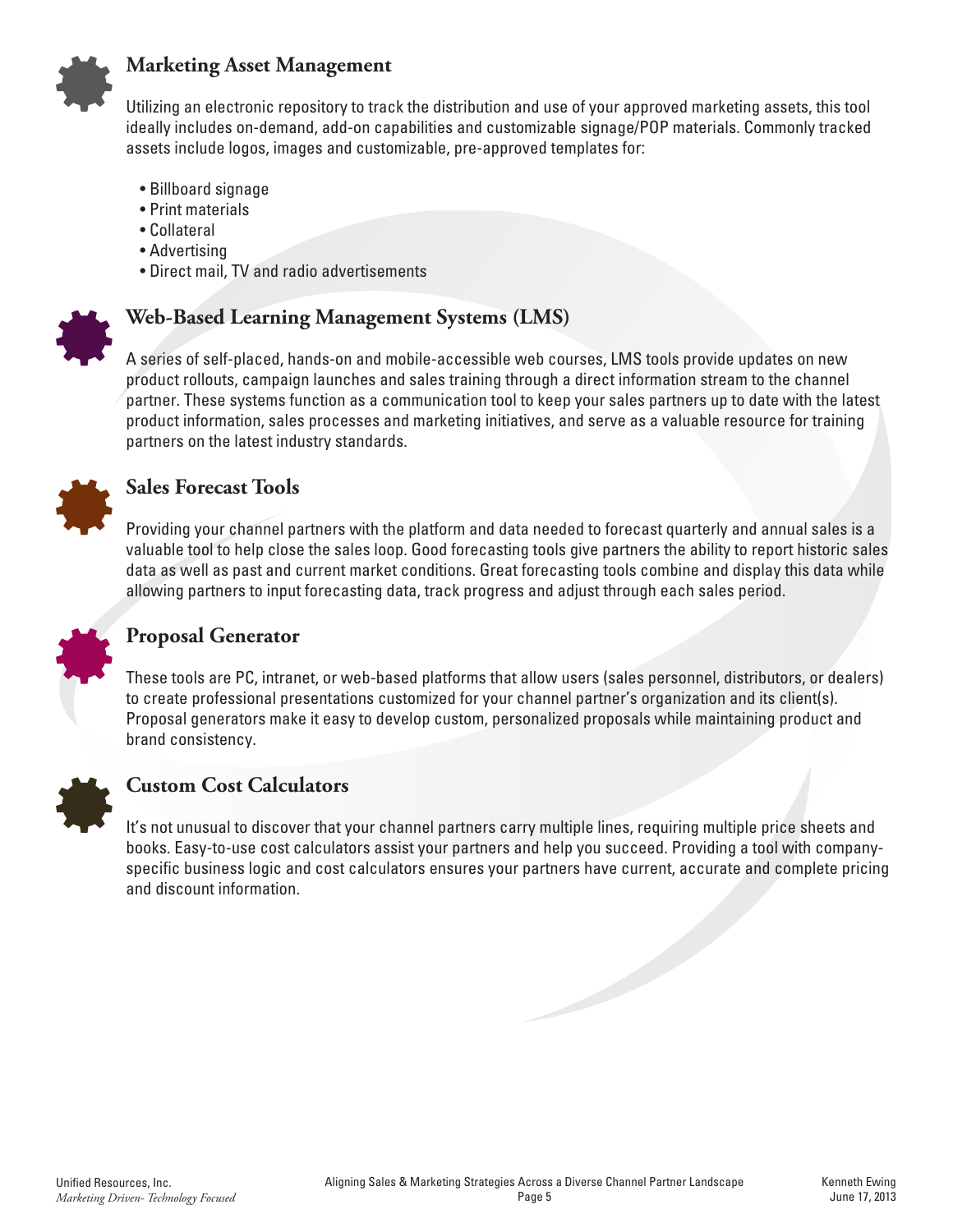## Marketing Asset Management

Utilizing an electronic repository to track the distribution and use of your approved marketing assets, this tool ideally includes on-demand, add-on capabilities and customizable signage/POP materials. Commonly tracked assets include logos, images and customizable, pre-approved templates for:

- Billboard signage
- Print materials
- Collateral
- Advertising
- Direct mail, TV and radio advertisements

## Web-Based Learning Management Systems (LMS)

A series of self-placed, hands-on and mobile-accessible web courses, LMS tools provide updates on new product rollouts, campaign launches and sales training through a direct information stream to the channel partner. These systems function as a communication tool to keep your sales partners up to date with the latest product information, sales processes and marketing initiatives, and serve as a valuable resource for training partners on the latest industry standards.

## Sales Forecast Tools

Providing your channel partners with the platform and data needed to forecast quarterly and annual sales is a valuable tool to help close the sales loop. Good forecasting tools give partners the ability to report historic sales data as well as past and current market conditions. Great forecasting tools combine and display this data while allowing partners to input forecasting data, track progress and adjust through each sales period.

## Proposal Generator

These tools are PC, intranet, or web-based platforms that allow users (sales personnel, distributors, or dealers) to create professional presentations customized for your channel partner's organization and its client(s). Proposal generators make it easy to develop custom, personalized proposals while maintaining product and brand consistency.

## Custom Cost Calculators

It's not unusual to discover that your channel partners carry multiple lines, requiring multiple price sheets and books. Easy-to-use cost calculators assist your partners and help you succeed. Providing a tool with company-specific business logic and cost calculators ensures your partners have current, accurate and complete pricing and discount information.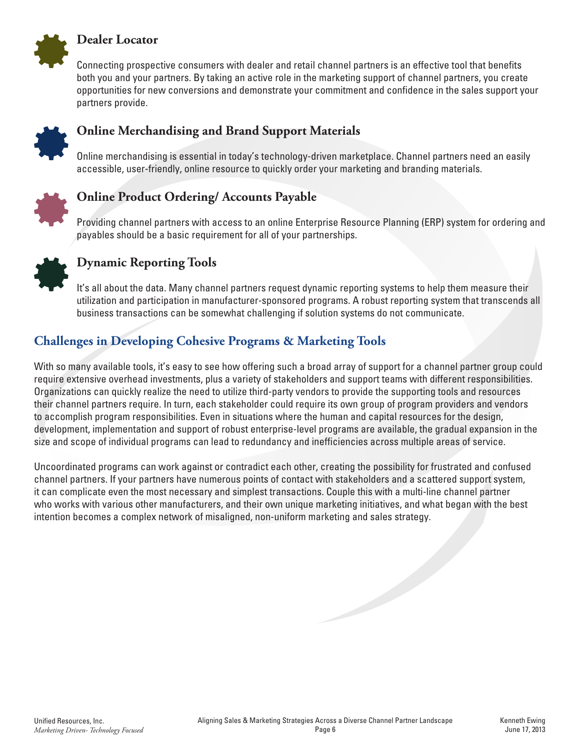### Dealer Locator

Connecting prospective consumers with dealer and retail channel partners is an effective tool that benefits both you and your partners. By taking an active role in the marketing support of channel partners, you create opportunities for new conversions and demonstrate your commitment and confidence in the sales support your partners provide.

### Online Merchandising and Brand Support Materials

Online merchandising is essential in today's technology-driven marketplace. Channel partners need an easily accessible, user-friendly, online resource to quickly order your marketing and branding materials.

### Online Product Ordering/ Accounts Payable

Providing channel partners with access to an online Enterprise Resource Planning (ERP) system for ordering and payables should be a basic requirement for all of your partnerships.

### Dynamic Reporting Tools

It's all about the data. Many channel partners request dynamic reporting systems to help them measure their utilization and participation in manufacturer-sponsored programs. A robust reporting system that transcends all business transactions can be somewhat challenging if solution systems do not communicate.

## Challenges in Developing Cohesive Programs & Marketing Tools

With so many available tools, it's easy to see how offering such a broad array of support for a channel partner group could require extensive overhead investments, plus a variety of stakeholders and support teams with different responsibilities. Organizations can quickly realize the need to utilize third-party vendors to provide the supporting tools and resources their channel partners require. In turn, each stakeholder could require its own group of program providers and vendors to accomplish program responsibilities. Even in situations where the human and capital resources for the design, development, implementation and support of robust enterprise-level programs are available, the gradual expansion in the size and scope of individual programs can lead to redundancy and inefficiencies across multiple areas of service.

Uncoordinated programs can work against or contradict each other, creating the possibility for frustrated and confused channel partners. If your partners have numerous points of contact with stakeholders and a scattered support system, it can complicate even the most necessary and simplest transactions. Couple this with a multi-line channel partner who works with various other manufacturers, and their own unique marketing initiatives, and what began with the best intention becomes a complex network of misaligned, non-uniform marketing and sales strategy.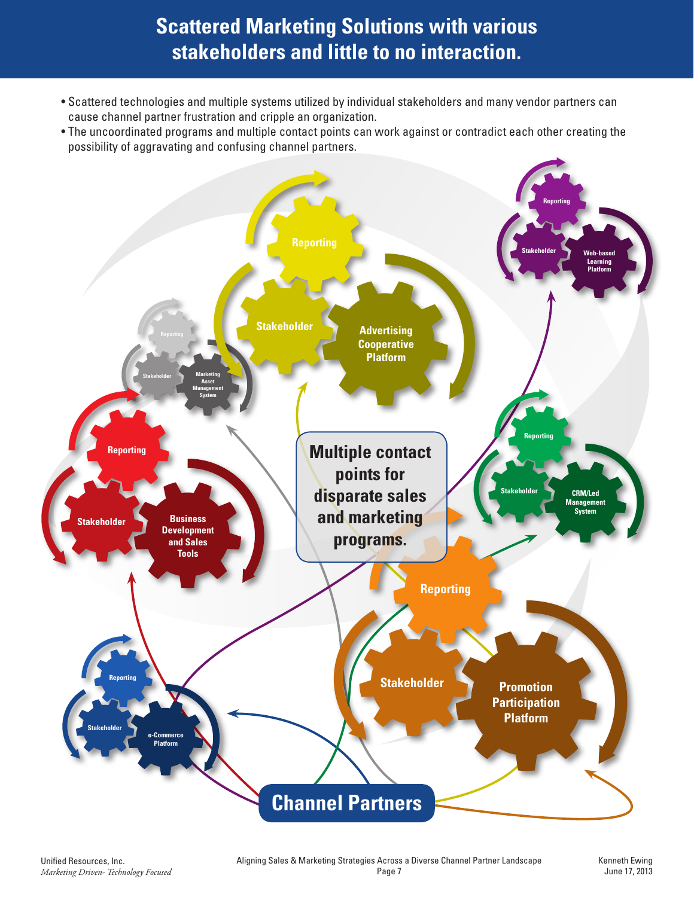# Scattered Marketing Solutions with various stakeholders and little to no interaction.

- Scattered technologies and multiple systems utilized by individual stakeholders and many vendor partners can cause channel partner frustration and cripple an organization.
- The uncoordinated programs and multiple contact points can work against or contradict each other creating the possibility of aggravating and confusing channel partners.

Reporting

Stakeholder

Advertising Cooperative Platform

Reporting

Stakeholder

Web-based Learning Platform

Reporting

Stakeholder

Marketing Asset Management System

Reporting

Stakeholder

Business Development and Sales Tools

Multiple contact points for disparate sales and marketing programs.

Reporting

Stakeholder

CRM/Led Management System

Reporting

Stakeholder

Promotion Participation Platform

Reporting

Stakeholder

e-Commerce Platform

Channel Partners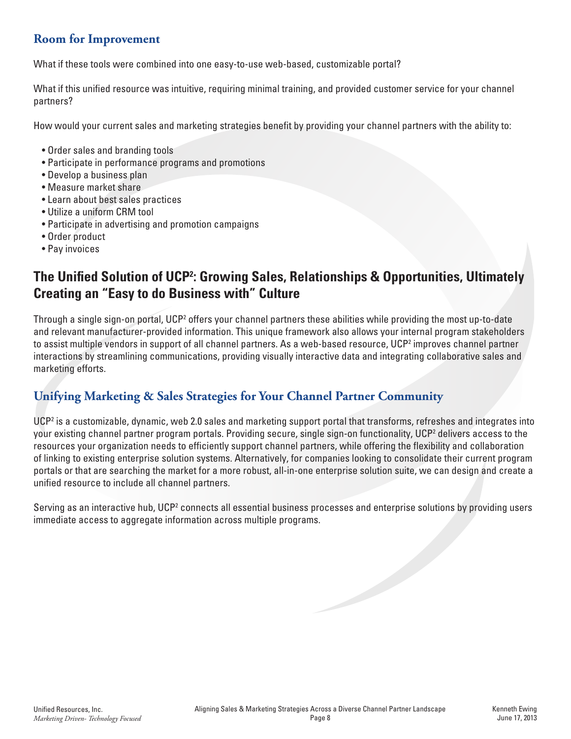## Room for Improvement

What if these tools were combined into one easy-to-use web-based, customizable portal?

What if this unified resource was intuitive, requiring minimal training, and provided customer service for your channel partners?

How would your current sales and marketing strategies benefit by providing your channel partners with the ability to:

- Order sales and branding tools
- Participate in performance programs and promotions
- Develop a business plan
- Measure market share
- Learn about best sales practices
- Utilize a uniform CRM tool
- Participate in advertising and promotion campaigns
- Order product
- Pay invoices

## The Unified Solution of UCP²: Growing Sales, Relationships & Opportunities, Ultimately Creating an "Easy to do Business with" Culture

Through a single sign-on portal, UCP² offers your channel partners these abilities while providing the most up-to-date and relevant manufacturer-provided information. This unique framework also allows your internal program stakeholders to assist multiple vendors in support of all channel partners. As a web-based resource, UCP² improves channel partner interactions by streamlining communications, providing visually interactive data and integrating collaborative sales and marketing efforts.

## Unifying Marketing & Sales Strategies for Your Channel Partner Community

UCP² is a customizable, dynamic, web 2.0 sales and marketing support portal that transforms, refreshes and integrates into your existing channel partner program portals. Providing secure, single sign-on functionality, UCP² delivers access to the resources your organization needs to efficiently support channel partners, while offering the flexibility and collaboration of linking to existing enterprise solution systems. Alternatively, for companies looking to consolidate their current program portals or that are searching the market for a more robust, all-in-one enterprise solution suite, we can design and create a unified resource to include all channel partners.

Serving as an interactive hub, UCP² connects all essential business processes and enterprise solutions by providing users immediate access to aggregate information across multiple programs.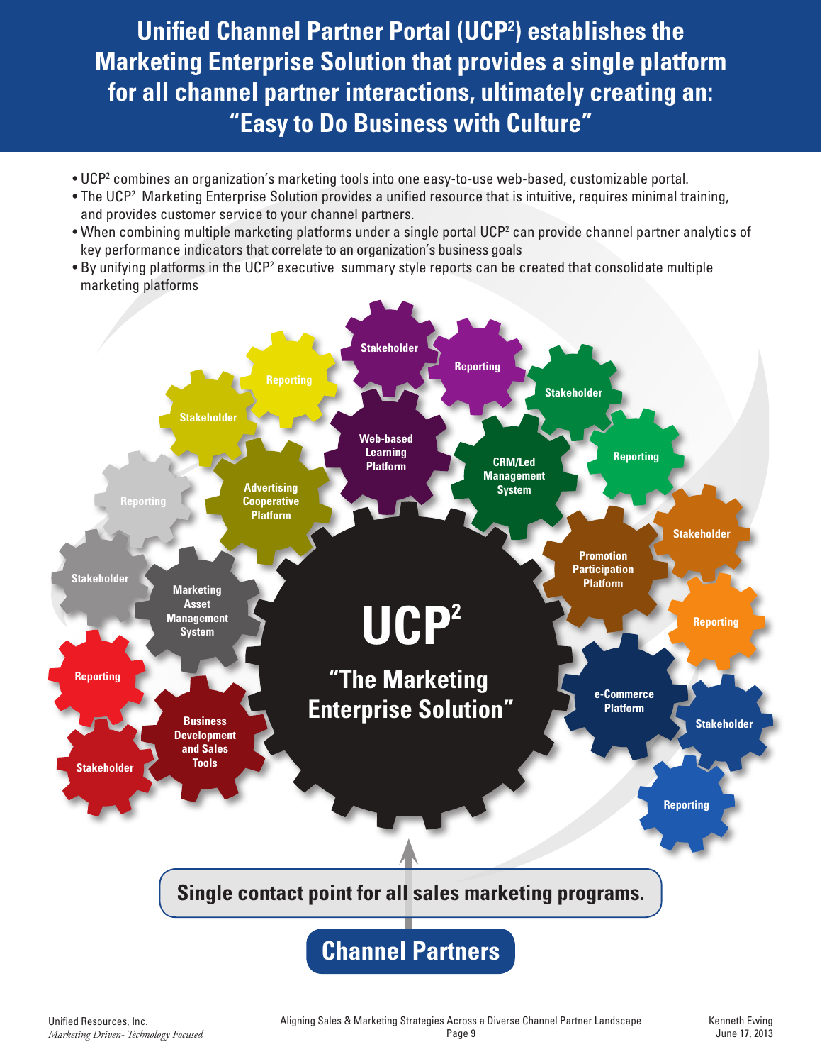# Unified Channel Partner Portal (UCP²) establishes the Marketing Enterprise Solution that provides a single platform for all channel partner interactions, ultimately creating an: "Easy to Do Business with Culture"

- UCP² combines an organization's marketing tools into one easy-to-use web-based, customizable portal.
- The UCP² Marketing Enterprise Solution provides a unified resource that is intuitive, requires minimal training, and provides customer service to your channel partners.
- When combining multiple marketing platforms under a single portal UCP² can provide channel partner analytics of key performance indicators that correlate to an organization's business goals
- By unifying platforms in the UCP² executive summary style reports can be created that consolidate multiple marketing platforms

**UCP²**

**"The Marketing Enterprise Solution"**

- Web-based Learning Platform (Stakeholder, Reporting)
- CRM/Led Management System (Stakeholder, Reporting)
- Promotion Participation Platform (Stakeholder, Reporting)
- e-Commerce Platform (Stakeholder, Reporting)
- Business Development and Sales Tools (Stakeholder, Reporting)
- Marketing Asset Management System (Stakeholder, Reporting)
- Advertising Cooperative Platform (Stakeholder, Reporting)

**Single contact point for all sales marketing programs.**

**Channel Partners**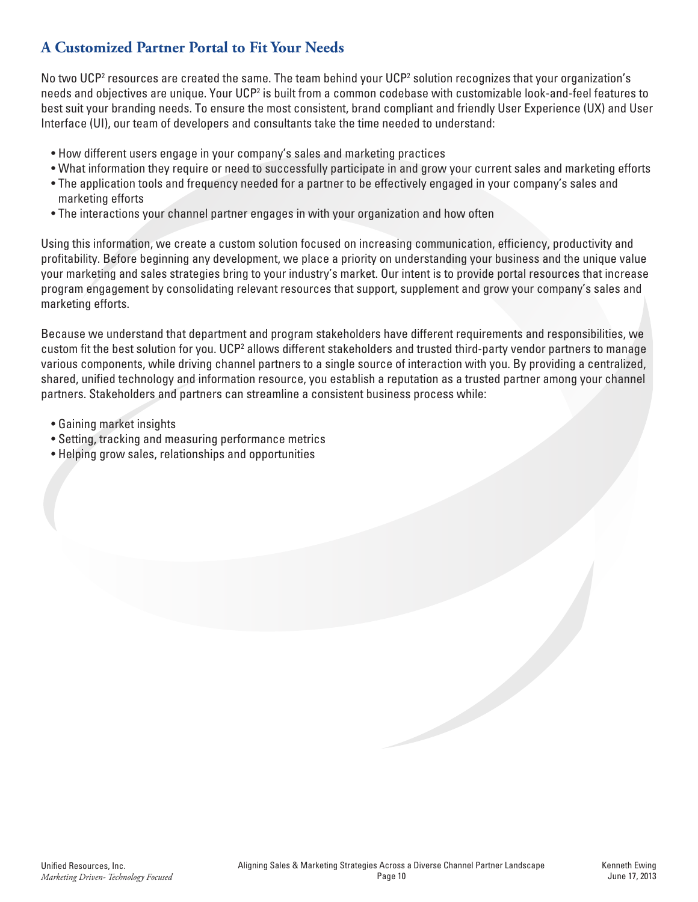## A Customized Partner Portal to Fit Your Needs

No two UCP² resources are created the same. The team behind your UCP² solution recognizes that your organization's needs and objectives are unique. Your UCP² is built from a common codebase with customizable look-and-feel features to best suit your branding needs. To ensure the most consistent, brand compliant and friendly User Experience (UX) and User Interface (UI), our team of developers and consultants take the time needed to understand:

- How different users engage in your company's sales and marketing practices
- What information they require or need to successfully participate in and grow your current sales and marketing efforts
- The application tools and frequency needed for a partner to be effectively engaged in your company's sales and marketing efforts
- The interactions your channel partner engages in with your organization and how often

Using this information, we create a custom solution focused on increasing communication, efficiency, productivity and profitability. Before beginning any development, we place a priority on understanding your business and the unique value your marketing and sales strategies bring to your industry's market. Our intent is to provide portal resources that increase program engagement by consolidating relevant resources that support, supplement and grow your company's sales and marketing efforts.

Because we understand that department and program stakeholders have different requirements and responsibilities, we custom fit the best solution for you. UCP² allows different stakeholders and trusted third-party vendor partners to manage various components, while driving channel partners to a single source of interaction with you. By providing a centralized, shared, unified technology and information resource, you establish a reputation as a trusted partner among your channel partners. Stakeholders and partners can streamline a consistent business process while:

- Gaining market insights
- Setting, tracking and measuring performance metrics
- Helping grow sales, relationships and opportunities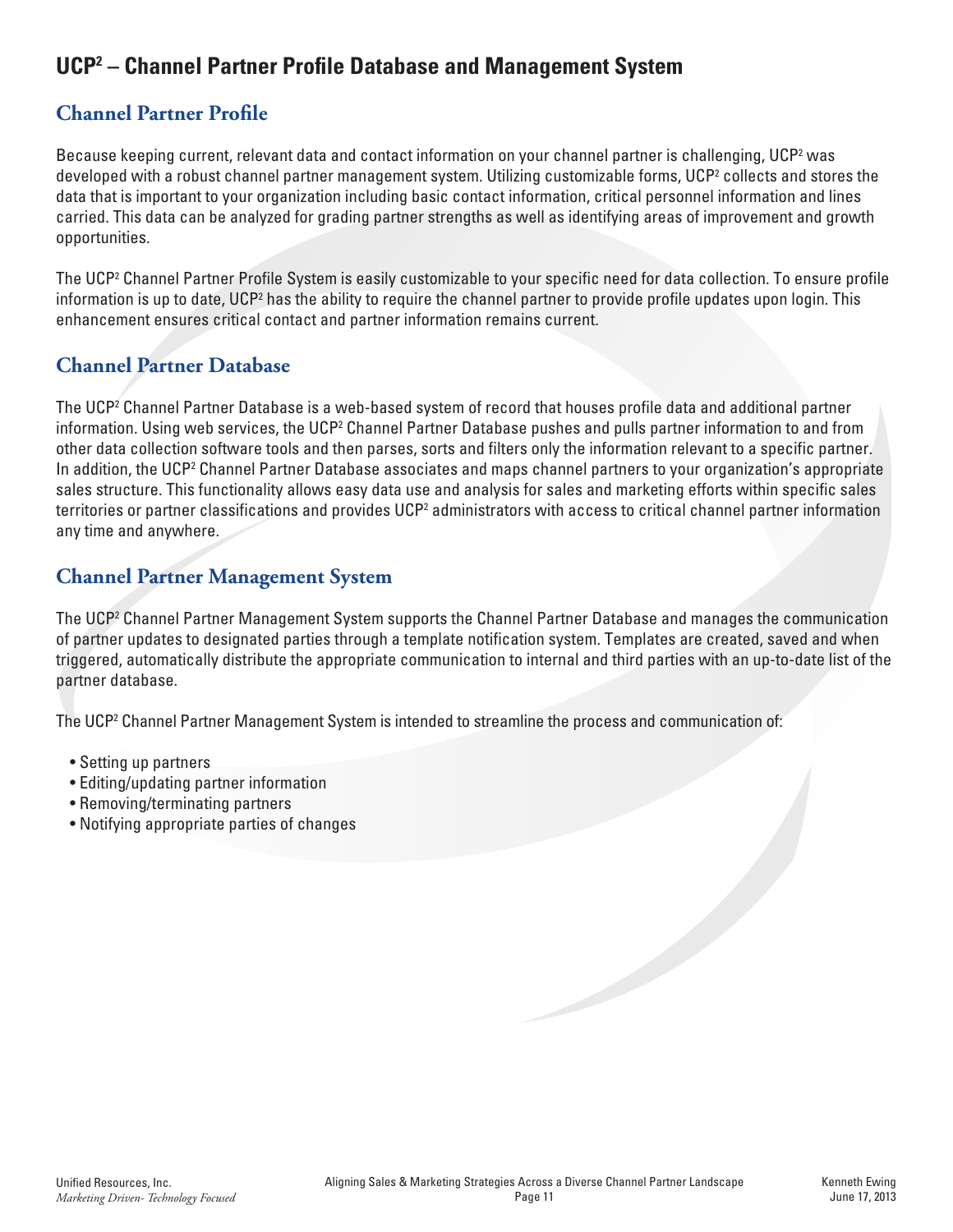# UCP² – Channel Partner Profile Database and Management System

## Channel Partner Profile

Because keeping current, relevant data and contact information on your channel partner is challenging, UCP² was developed with a robust channel partner management system. Utilizing customizable forms, UCP² collects and stores the data that is important to your organization including basic contact information, critical personnel information and lines carried. This data can be analyzed for grading partner strengths as well as identifying areas of improvement and growth opportunities.

The UCP² Channel Partner Profile System is easily customizable to your specific need for data collection. To ensure profile information is up to date, UCP² has the ability to require the channel partner to provide profile updates upon login. This enhancement ensures critical contact and partner information remains current.

## Channel Partner Database

The UCP² Channel Partner Database is a web-based system of record that houses profile data and additional partner information. Using web services, the UCP² Channel Partner Database pushes and pulls partner information to and from other data collection software tools and then parses, sorts and filters only the information relevant to a specific partner. In addition, the UCP² Channel Partner Database associates and maps channel partners to your organization's appropriate sales structure. This functionality allows easy data use and analysis for sales and marketing efforts within specific sales territories or partner classifications and provides UCP² administrators with access to critical channel partner information any time and anywhere.

## Channel Partner Management System

The UCP² Channel Partner Management System supports the Channel Partner Database and manages the communication of partner updates to designated parties through a template notification system. Templates are created, saved and when triggered, automatically distribute the appropriate communication to internal and third parties with an up-to-date list of the partner database.

The UCP² Channel Partner Management System is intended to streamline the process and communication of:

- Setting up partners
- Editing/updating partner information
- Removing/terminating partners
- Notifying appropriate parties of changes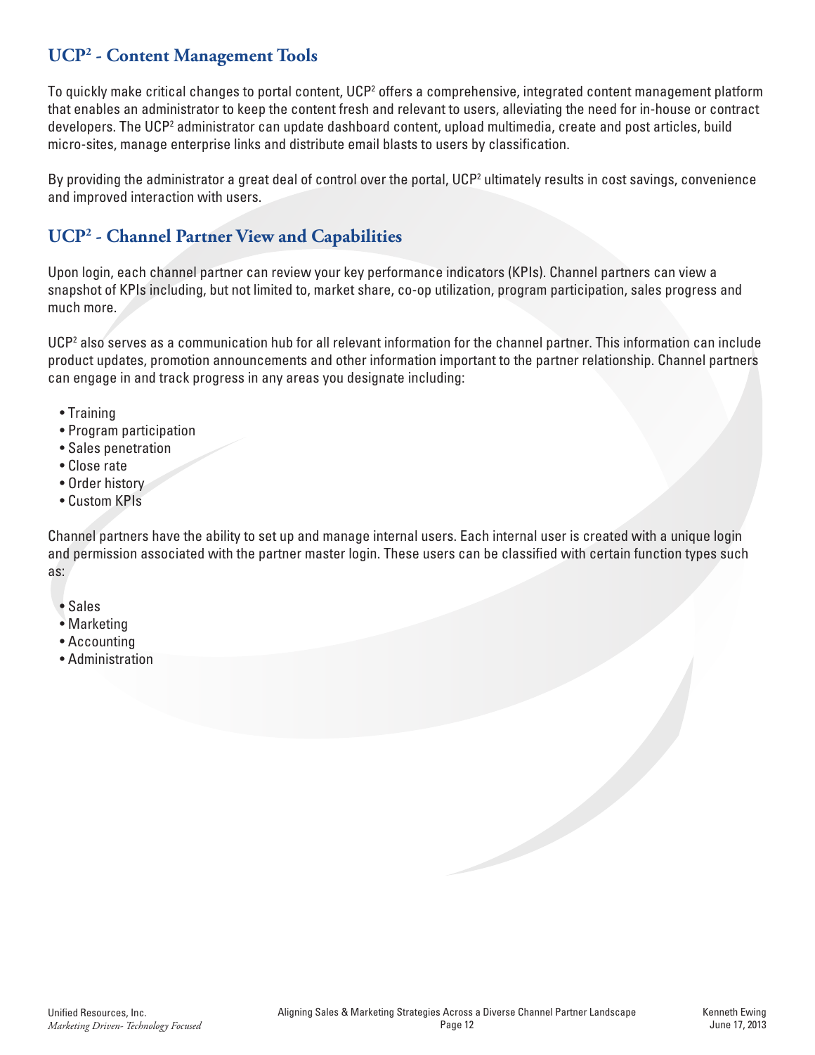## UCP² - Content Management Tools

To quickly make critical changes to portal content, UCP² offers a comprehensive, integrated content management platform that enables an administrator to keep the content fresh and relevant to users, alleviating the need for in-house or contract developers. The UCP² administrator can update dashboard content, upload multimedia, create and post articles, build micro-sites, manage enterprise links and distribute email blasts to users by classification.

By providing the administrator a great deal of control over the portal, UCP² ultimately results in cost savings, convenience and improved interaction with users.

## UCP² - Channel Partner View and Capabilities

Upon login, each channel partner can review your key performance indicators (KPIs). Channel partners can view a snapshot of KPIs including, but not limited to, market share, co-op utilization, program participation, sales progress and much more.

UCP² also serves as a communication hub for all relevant information for the channel partner. This information can include product updates, promotion announcements and other information important to the partner relationship. Channel partners can engage in and track progress in any areas you designate including:

- Training
- Program participation
- Sales penetration
- Close rate
- Order history
- Custom KPIs

Channel partners have the ability to set up and manage internal users. Each internal user is created with a unique login and permission associated with the partner master login. These users can be classified with certain function types such as:

- Sales
- Marketing
- Accounting
- Administration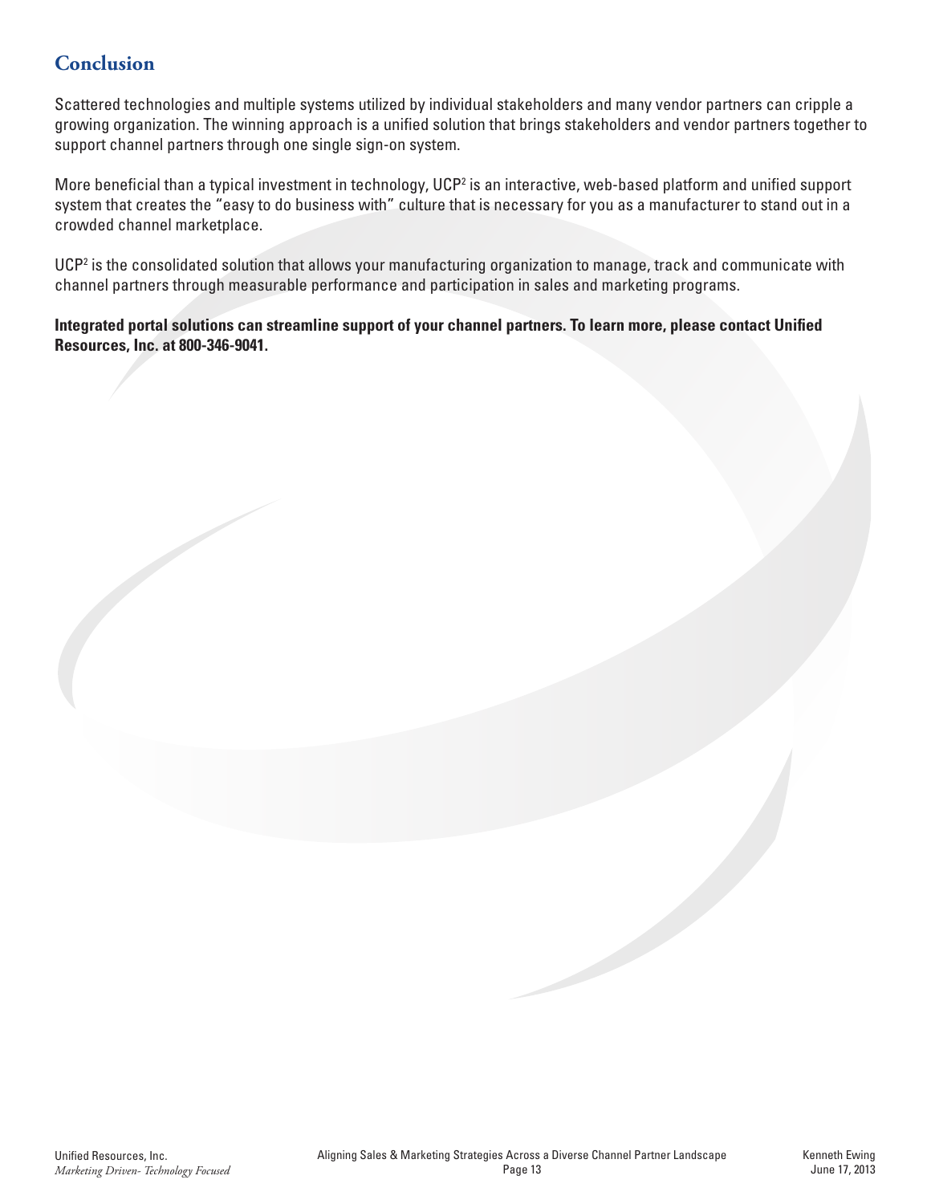# Conclusion

Scattered technologies and multiple systems utilized by individual stakeholders and many vendor partners can cripple a growing organization. The winning approach is a unified solution that brings stakeholders and vendor partners together to support channel partners through one single sign-on system.

More beneficial than a typical investment in technology, UCP² is an interactive, web-based platform and unified support system that creates the "easy to do business with" culture that is necessary for you as a manufacturer to stand out in a crowded channel marketplace.

UCP² is the consolidated solution that allows your manufacturing organization to manage, track and communicate with channel partners through measurable performance and participation in sales and marketing programs.

**Integrated portal solutions can streamline support of your channel partners. To learn more, please contact Unified Resources, Inc. at 800-346-9041.**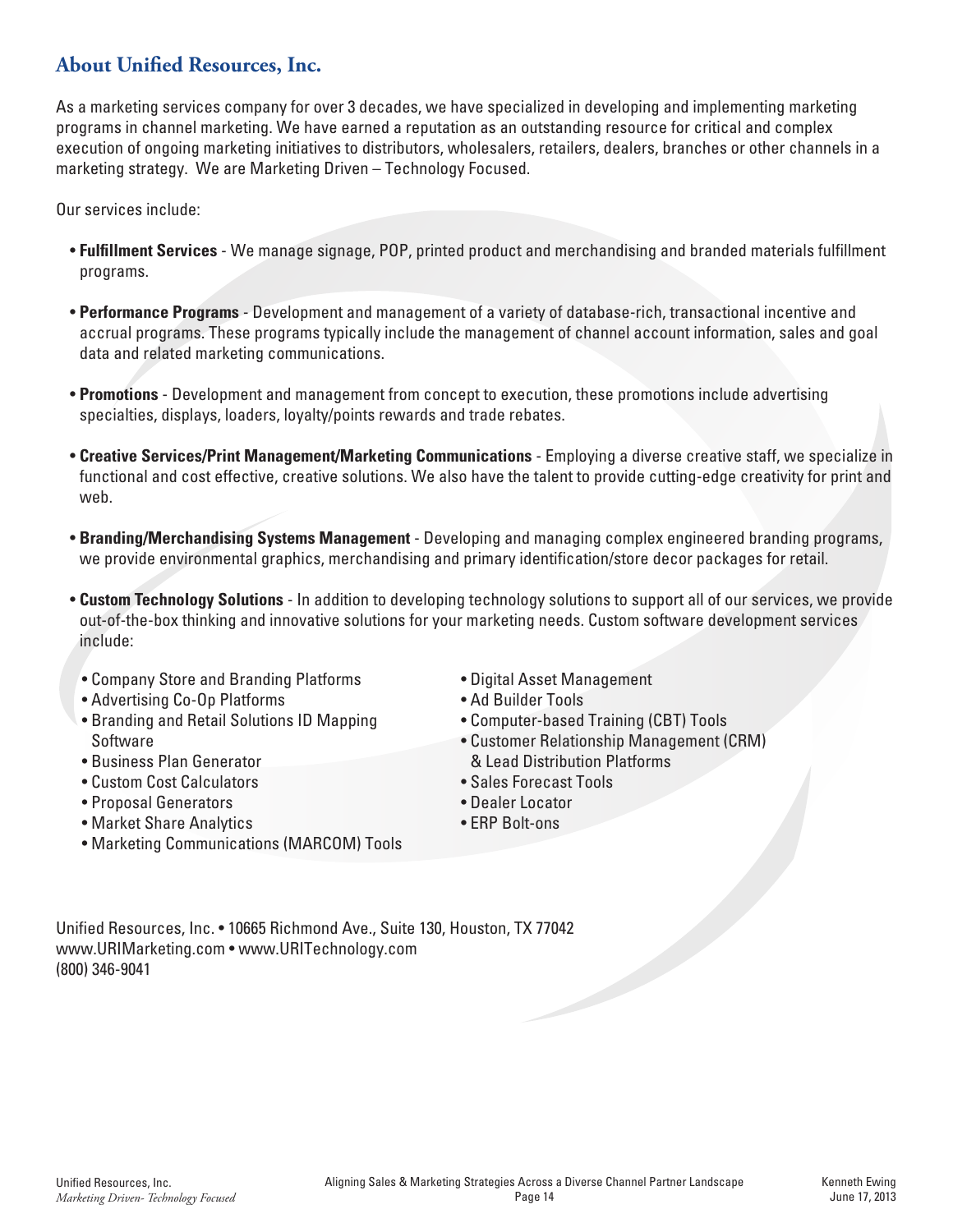## About Unified Resources, Inc.

As a marketing services company for over 3 decades, we have specialized in developing and implementing marketing programs in channel marketing. We have earned a reputation as an outstanding resource for critical and complex execution of ongoing marketing initiatives to distributors, wholesalers, retailers, dealers, branches or other channels in a marketing strategy. We are Marketing Driven – Technology Focused.

Our services include:

- **Fulfillment Services** - We manage signage, POP, printed product and merchandising and branded materials fulfillment programs.
- **Performance Programs** - Development and management of a variety of database-rich, transactional incentive and accrual programs. These programs typically include the management of channel account information, sales and goal data and related marketing communications.
- **Promotions** - Development and management from concept to execution, these promotions include advertising specialties, displays, loaders, loyalty/points rewards and trade rebates.
- **Creative Services/Print Management/Marketing Communications** - Employing a diverse creative staff, we specialize in functional and cost effective, creative solutions. We also have the talent to provide cutting-edge creativity for print and web.
- **Branding/Merchandising Systems Management** - Developing and managing complex engineered branding programs, we provide environmental graphics, merchandising and primary identification/store decor packages for retail.
- **Custom Technology Solutions** - In addition to developing technology solutions to support all of our services, we provide out-of-the-box thinking and innovative solutions for your marketing needs. Custom software development services include:
  - Company Store and Branding Platforms
  - Advertising Co-Op Platforms
  - Branding and Retail Solutions ID Mapping Software
  - Business Plan Generator
  - Custom Cost Calculators
  - Proposal Generators
  - Market Share Analytics
  - Marketing Communications (MARCOM) Tools
  - Digital Asset Management
  - Ad Builder Tools
  - Computer-based Training (CBT) Tools
  - Customer Relationship Management (CRM) & Lead Distribution Platforms
  - Sales Forecast Tools
  - Dealer Locator
  - ERP Bolt-ons

Unified Resources, Inc. • 10665 Richmond Ave., Suite 130, Houston, TX 77042
www.URIMarketing.com • www.URITechnology.com
(800) 346-9041